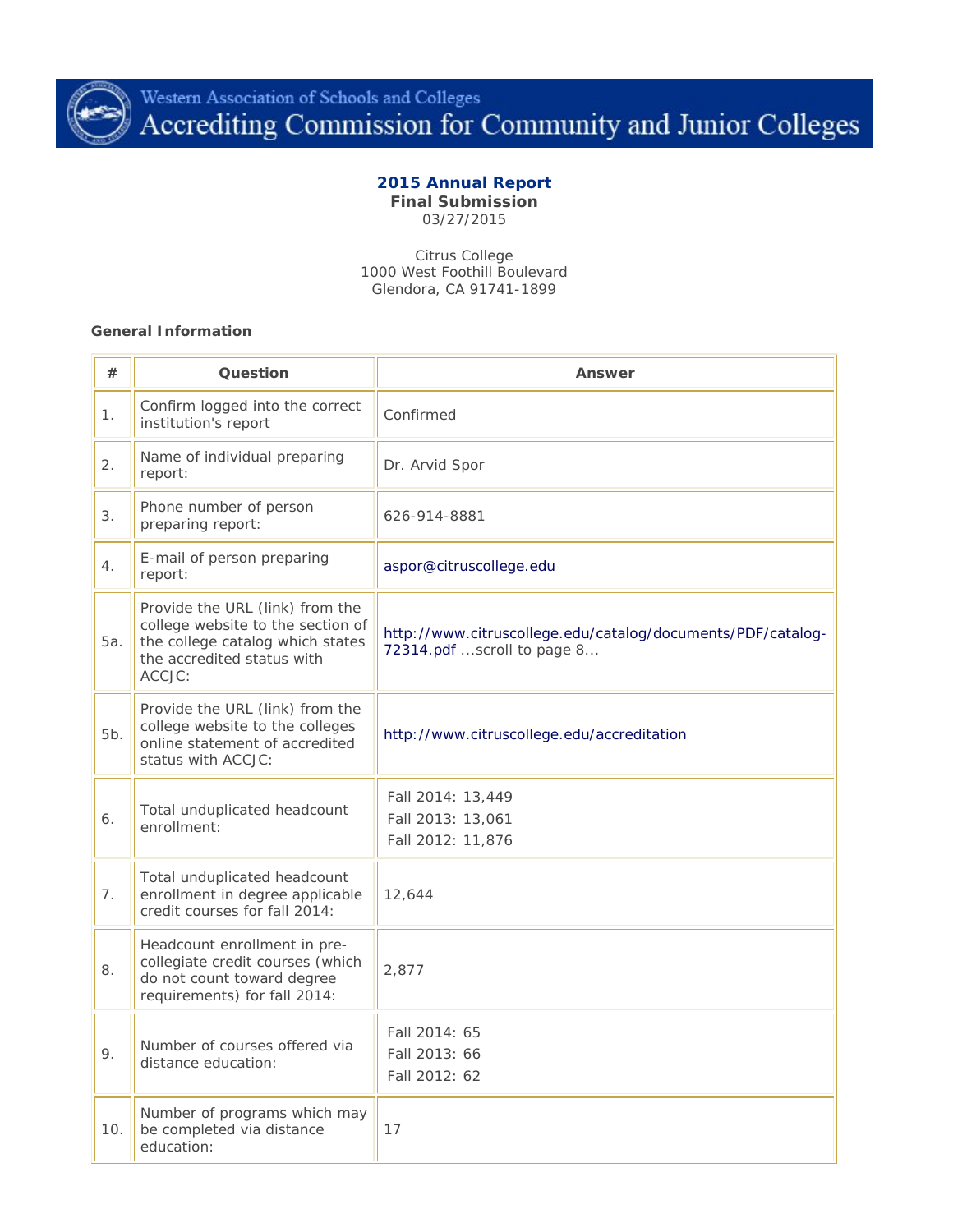Western Association of Schools and Colleges
Accrediting Commission for Community and Junior Colleges

**2015 Annual Report**
**Final Submission**
03/27/2015

Citrus College
1000 West Foothill Boulevard
Glendora, CA 91741-1899

**General Information**

| # | Question | Answer |
|---|---|---|
| 1. | Confirm logged into the correct institution's report | Confirmed |
| 2. | Name of individual preparing report: | Dr. Arvid Spor |
| 3. | Phone number of person preparing report: | 626-914-8881 |
| 4. | E-mail of person preparing report: | aspor@citruscollege.edu |
| 5a. | Provide the URL (link) from the college website to the section of the college catalog which states the accredited status with ACCJC: | http://www.citruscollege.edu/catalog/documents/PDF/catalog-72314.pdf ...scroll to page 8... |
| 5b. | Provide the URL (link) from the college website to the colleges online statement of accredited status with ACCJC: | http://www.citruscollege.edu/accreditation |
| 6. | Total unduplicated headcount enrollment: | Fall 2014: 13,449<br>Fall 2013: 13,061<br>Fall 2012: 11,876 |
| 7. | Total unduplicated headcount enrollment in degree applicable credit courses for fall 2014: | 12,644 |
| 8. | Headcount enrollment in pre-collegiate credit courses (which do not count toward degree requirements) for fall 2014: | 2,877 |
| 9. | Number of courses offered via distance education: | Fall 2014: 65<br>Fall 2013: 66<br>Fall 2012: 62 |
| 10. | Number of programs which may be completed via distance education: | 17 |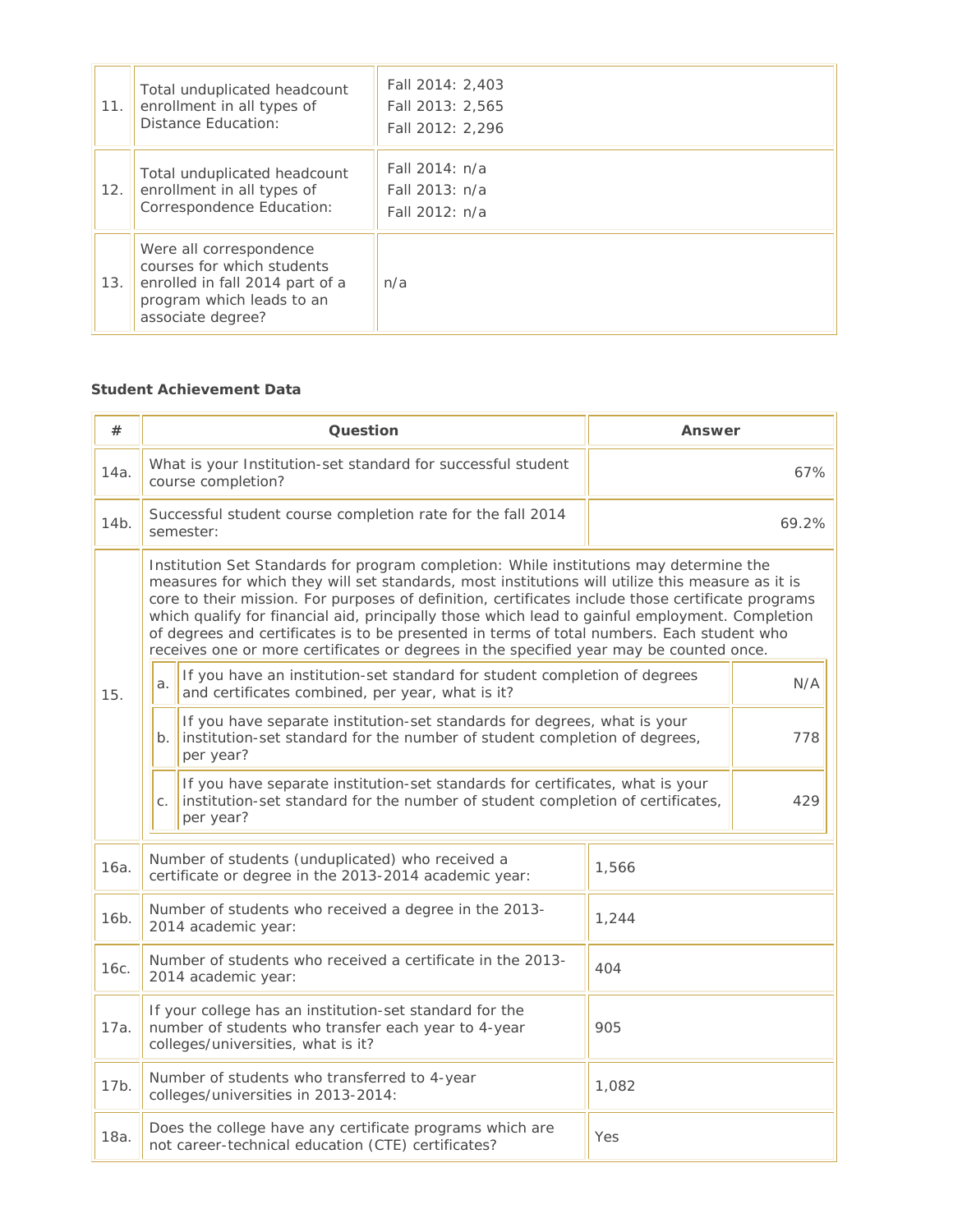| | | |
|---|---|---|
| 11. | Total unduplicated headcount enrollment in all types of Distance Education: | Fall 2014: 2,403<br>Fall 2013: 2,565<br>Fall 2012: 2,296 |
| 12. | Total unduplicated headcount enrollment in all types of Correspondence Education: | Fall 2014: n/a<br>Fall 2013: n/a<br>Fall 2012: n/a |
| 13. | Were all correspondence courses for which students enrolled in fall 2014 part of a program which leads to an associate degree? | n/a |

**Student Achievement Data**

| # | Question | | Answer |
|---|---|---|---|
| 14a. | What is your Institution-set standard for successful student course completion? | | 67% |
| 14b. | Successful student course completion rate for the fall 2014 semester: | | 69.2% |
| 15. | Institution Set Standards for program completion: While institutions may determine the measures for which they will set standards, most institutions will utilize this measure as it is core to their mission. For purposes of definition, certificates include those certificate programs which qualify for financial aid, principally those which lead to gainful employment. Completion of degrees and certificates is to be presented in terms of total numbers. Each student who receives one or more certificates or degrees in the specified year may be counted once. | | |
| | a. | If you have an institution-set standard for student completion of degrees and certificates combined, per year, what is it? | N/A |
| | b. | If you have separate institution-set standards for degrees, what is your institution-set standard for the number of student completion of degrees, per year? | 778 |
| | c. | If you have separate institution-set standards for certificates, what is your institution-set standard for the number of student completion of certificates, per year? | 429 |
| 16a. | Number of students (unduplicated) who received a certificate or degree in the 2013-2014 academic year: | | 1,566 |
| 16b. | Number of students who received a degree in the 2013-2014 academic year: | | 1,244 |
| 16c. | Number of students who received a certificate in the 2013-2014 academic year: | | 404 |
| 17a. | If your college has an institution-set standard for the number of students who transfer each year to 4-year colleges/universities, what is it? | | 905 |
| 17b. | Number of students who transferred to 4-year colleges/universities in 2013-2014: | | 1,082 |
| 18a. | Does the college have any certificate programs which are not career-technical education (CTE) certificates? | | Yes |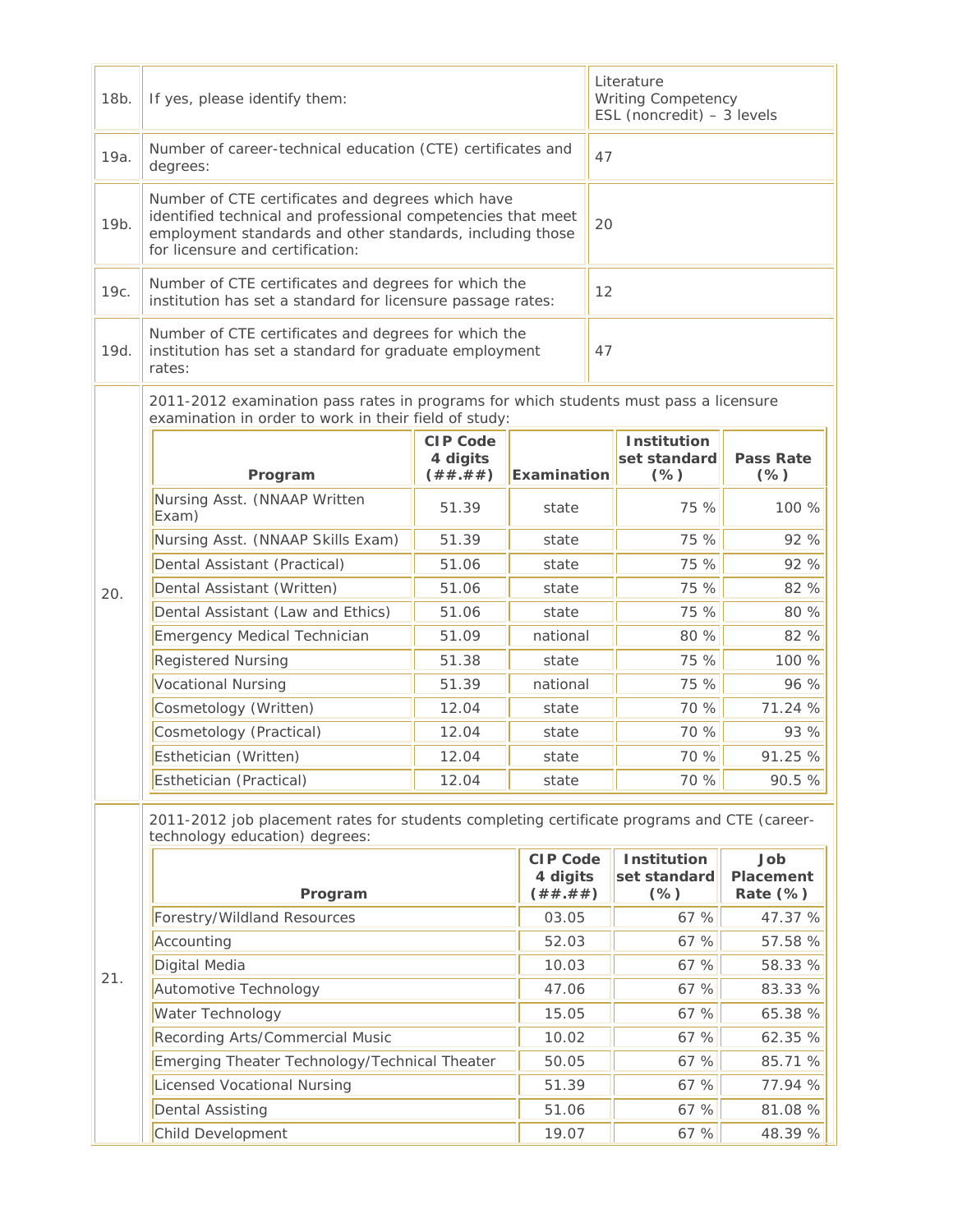| | | |
|---|---|---|
| 18b. | If yes, please identify them: | Literature<br>Writing Competency<br>ESL (noncredit) – 3 levels |
| 19a. | Number of career-technical education (CTE) certificates and degrees: | 47 |
| 19b. | Number of CTE certificates and degrees which have identified technical and professional competencies that meet employment standards and other standards, including those for licensure and certification: | 20 |
| 19c. | Number of CTE certificates and degrees for which the institution has set a standard for licensure passage rates: | 12 |
| 19d. | Number of CTE certificates and degrees for which the institution has set a standard for graduate employment rates: | 47 |

**20.** 2011-2012 examination pass rates in programs for which students must pass a licensure examination in order to work in their field of study:

| Program | CIP Code 4 digits (##.##) | Examination | Institution set standard (%) | Pass Rate (%) |
|---|---|---|---|---|
| Nursing Asst. (NNAAP Written Exam) | 51.39 | state | 75 % | 100 % |
| Nursing Asst. (NNAAP Skills Exam) | 51.39 | state | 75 % | 92 % |
| Dental Assistant (Practical) | 51.06 | state | 75 % | 92 % |
| Dental Assistant (Written) | 51.06 | state | 75 % | 82 % |
| Dental Assistant (Law and Ethics) | 51.06 | state | 75 % | 80 % |
| Emergency Medical Technician | 51.09 | national | 80 % | 82 % |
| Registered Nursing | 51.38 | state | 75 % | 100 % |
| Vocational Nursing | 51.39 | national | 75 % | 96 % |
| Cosmetology (Written) | 12.04 | state | 70 % | 71.24 % |
| Cosmetology (Practical) | 12.04 | state | 70 % | 93 % |
| Esthetician (Written) | 12.04 | state | 70 % | 91.25 % |
| Esthetician (Practical) | 12.04 | state | 70 % | 90.5 % |

**21.** 2011-2012 job placement rates for students completing certificate programs and CTE (career-technology education) degrees:

| Program | CIP Code 4 digits (##.##) | Institution set standard (%) | Job Placement Rate (%) |
|---|---|---|---|
| Forestry/Wildland Resources | 03.05 | 67 % | 47.37 % |
| Accounting | 52.03 | 67 % | 57.58 % |
| Digital Media | 10.03 | 67 % | 58.33 % |
| Automotive Technology | 47.06 | 67 % | 83.33 % |
| Water Technology | 15.05 | 67 % | 65.38 % |
| Recording Arts/Commercial Music | 10.02 | 67 % | 62.35 % |
| Emerging Theater Technology/Technical Theater | 50.05 | 67 % | 85.71 % |
| Licensed Vocational Nursing | 51.39 | 67 % | 77.94 % |
| Dental Assisting | 51.06 | 67 % | 81.08 % |
| Child Development | 19.07 | 67 % | 48.39 % |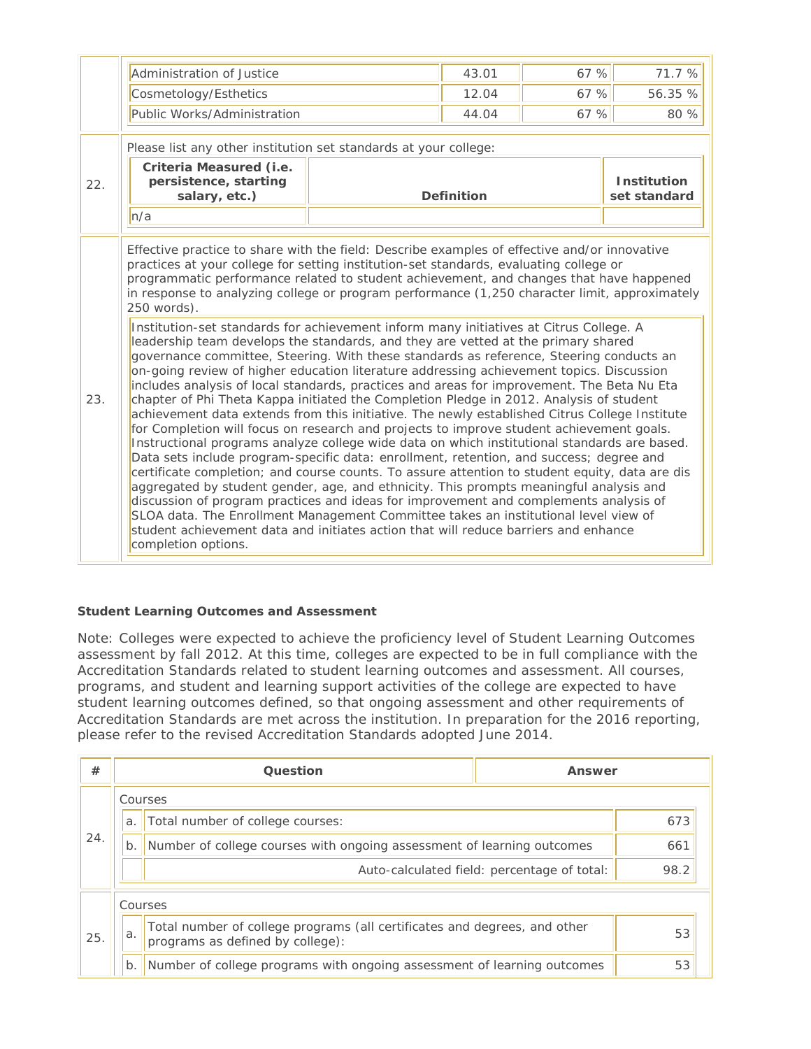| | | | |
|---|---|---|---|
| Administration of Justice | 43.01 | 67 % | 71.7 % |
| Cosmetology/Esthetics | 12.04 | 67 % | 56.35 % |
| Public Works/Administration | 44.04 | 67 % | 80 % |

22. Please list any other institution set standards at your college:

| Criteria Measured (i.e. persistence, starting salary, etc.) | Definition | Institution set standard |
|---|---|---|
| n/a | | |

23. Effective practice to share with the field: Describe examples of effective and/or innovative practices at your college for setting institution-set standards, evaluating college or programmatic performance related to student achievement, and changes that have happened in response to analyzing college or program performance (1,250 character limit, approximately 250 words).

Institution-set standards for achievement inform many initiatives at Citrus College. A leadership team develops the standards, and they are vetted at the primary shared governance committee, Steering. With these standards as reference, Steering conducts an on-going review of higher education literature addressing achievement topics. Discussion includes analysis of local standards, practices and areas for improvement. The Beta Nu Eta chapter of Phi Theta Kappa initiated the Completion Pledge in 2012. Analysis of student achievement data extends from this initiative. The newly established Citrus College Institute for Completion will focus on research and projects to improve student achievement goals. Instructional programs analyze college wide data on which institutional standards are based. Data sets include program-specific data: enrollment, retention, and success; degree and certificate completion; and course counts. To assure attention to student equity, data are dis aggregated by student gender, age, and ethnicity. This prompts meaningful analysis and discussion of program practices and ideas for improvement and complements analysis of SLOA data. The Enrollment Management Committee takes an institutional level view of student achievement data and initiates action that will reduce barriers and enhance completion options.

**Student Learning Outcomes and Assessment**

Note: Colleges were expected to achieve the proficiency level of Student Learning Outcomes assessment by fall 2012. At this time, colleges are expected to be in full compliance with the Accreditation Standards related to student learning outcomes and assessment. All courses, programs, and student and learning support activities of the college are expected to have student learning outcomes defined, so that ongoing assessment and other requirements of Accreditation Standards are met across the institution. In preparation for the 2016 reporting, please refer to the revised Accreditation Standards adopted June 2014.

| # | Question | | Answer |
|---|---|---|---|
| 24. | Courses | | |
| | a. | Total number of college courses: | 673 |
| | b. | Number of college courses with ongoing assessment of learning outcomes | 661 |
| | | Auto-calculated field: percentage of total: | 98.2 |
| 25. | Courses | | |
| | a. | Total number of college programs (all certificates and degrees, and other programs as defined by college): | 53 |
| | b. | Number of college programs with ongoing assessment of learning outcomes | 53 |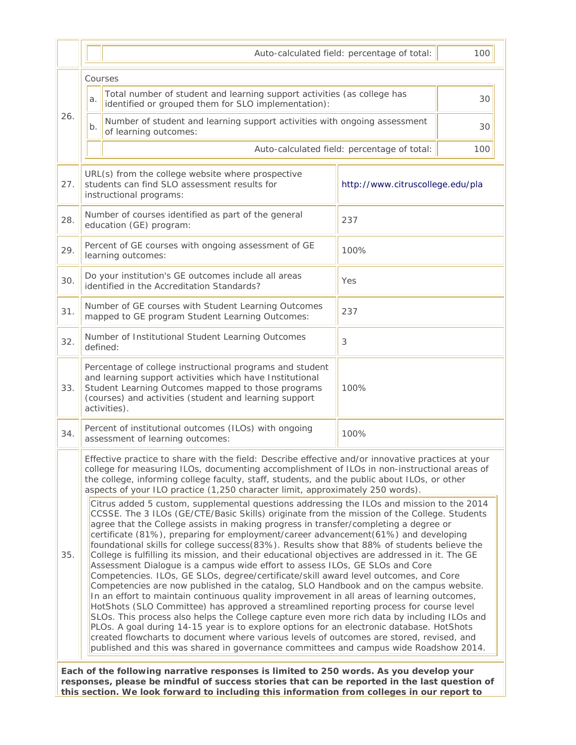| | | |
|---|---|---|
| | Auto-calculated field: percentage of total: | 100 |
| 26. | Courses | |
| | a. Total number of student and learning support activities (as college has identified or grouped them for SLO implementation): | 30 |
| | b. Number of student and learning support activities with ongoing assessment of learning outcomes: | 30 |
| | Auto-calculated field: percentage of total: | 100 |
| 27. | URL(s) from the college website where prospective students can find SLO assessment results for instructional programs: | http://www.citruscollege.edu/pla |
| 28. | Number of courses identified as part of the general education (GE) program: | 237 |
| 29. | Percent of GE courses with ongoing assessment of GE learning outcomes: | 100% |
| 30. | Do your institution's GE outcomes include all areas identified in the Accreditation Standards? | Yes |
| 31. | Number of GE courses with Student Learning Outcomes mapped to GE program Student Learning Outcomes: | 237 |
| 32. | Number of Institutional Student Learning Outcomes defined: | 3 |
| 33. | Percentage of college instructional programs and student and learning support activities which have Institutional Student Learning Outcomes mapped to those programs (courses) and activities (student and learning support activities). | 100% |
| 34. | Percent of institutional outcomes (ILOs) with ongoing assessment of learning outcomes: | 100% |

**35.** Effective practice to share with the field: Describe effective and/or innovative practices at your college for measuring ILOs, documenting accomplishment of ILOs in non-instructional areas of the college, informing college faculty, staff, students, and the public about ILOs, or other aspects of your ILO practice (1,250 character limit, approximately 250 words).

Citrus added 5 custom, supplemental questions addressing the ILOs and mission to the 2014 CCSSE. The 3 ILOs (GE/CTE/Basic Skills) originate from the mission of the College. Students agree that the College assists in making progress in transfer/completing a degree or certificate (81%), preparing for employment/career advancement(61%) and developing foundational skills for college success(83%). Results show that 88% of students believe the College is fulfilling its mission, and their educational objectives are addressed in it. The GE Assessment Dialogue is a campus wide effort to assess ILOs, GE SLOs and Core Competencies. ILOs, GE SLOs, degree/certificate/skill award level outcomes, and Core Competencies are now published in the catalog, SLO Handbook and on the campus website. In an effort to maintain continuous quality improvement in all areas of learning outcomes, HotShots (SLO Committee) has approved a streamlined reporting process for course level SLOs. This process also helps the College capture even more rich data by including ILOs and PLOs. A goal during 14-15 year is to explore options for an electronic database. HotShots created flowcharts to document where various levels of outcomes are stored, revised, and published and this was shared in governance committees and campus wide Roadshow 2014.

**Each of the following narrative responses is limited to 250 words. As you develop your responses, please be mindful of success stories that can be reported in the last question of this section. We look forward to including this information from colleges in our report to**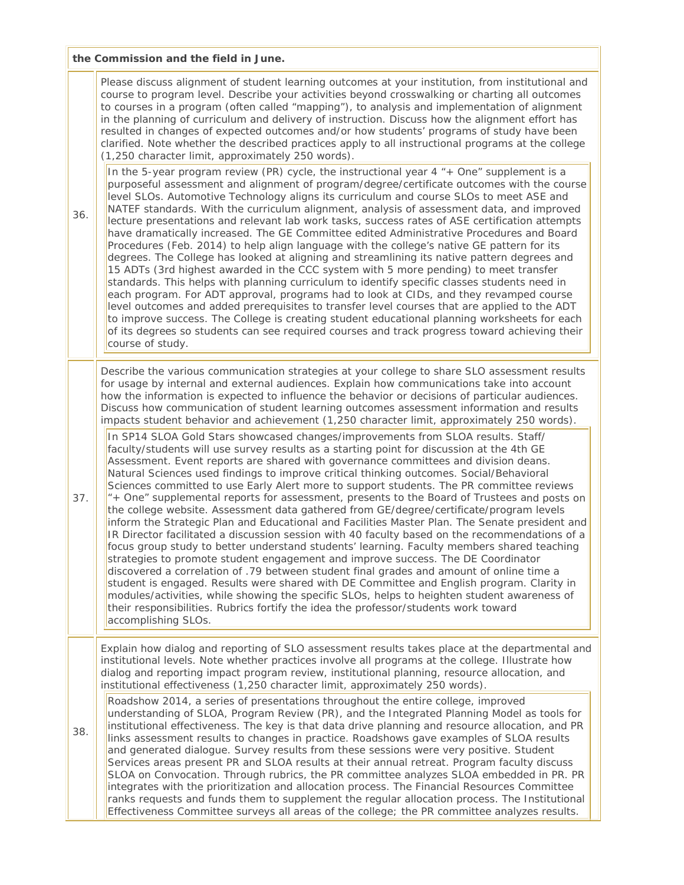| | |
|---|---|
| | **the Commission and the field in June.** |
| 36. | Please discuss alignment of student learning outcomes at your institution, from institutional and course to program level. Describe your activities beyond crosswalking or charting all outcomes to courses in a program (often called "mapping"), to analysis and implementation of alignment in the planning of curriculum and delivery of instruction. Discuss how the alignment effort has resulted in changes of expected outcomes and/or how students' programs of study have been clarified. Note whether the described practices apply to all instructional programs at the college (1,250 character limit, approximately 250 words).<br><br>In the 5-year program review (PR) cycle, the instructional year 4 "+ One" supplement is a purposeful assessment and alignment of program/degree/certificate outcomes with the course level SLOs. Automotive Technology aligns its curriculum and course SLOs to meet ASE and NATEF standards. With the curriculum alignment, analysis of assessment data, and improved lecture presentations and relevant lab work tasks, success rates of ASE certification attempts have dramatically increased. The GE Committee edited Administrative Procedures and Board Procedures (Feb. 2014) to help align language with the college's native GE pattern for its degrees. The College has looked at aligning and streamlining its native pattern degrees and 15 ADTs (3rd highest awarded in the CCC system with 5 more pending) to meet transfer standards. This helps with planning curriculum to identify specific classes students need in each program. For ADT approval, programs had to look at CIDs, and they revamped course level outcomes and added prerequisites to transfer level courses that are applied to the ADT to improve success. The College is creating student educational planning worksheets for each of its degrees so students can see required courses and track progress toward achieving their course of study. |
| 37. | Describe the various communication strategies at your college to share SLO assessment results for usage by internal and external audiences. Explain how communications take into account how the information is expected to influence the behavior or decisions of particular audiences. Discuss how communication of student learning outcomes assessment information and results impacts student behavior and achievement (1,250 character limit, approximately 250 words).<br><br>In SP14 SLOA Gold Stars showcased changes/improvements from SLOA results. Staff/ faculty/students will use survey results as a starting point for discussion at the 4th GE Assessment. Event reports are shared with governance committees and division deans. Natural Sciences used findings to improve critical thinking outcomes. Social/Behavioral Sciences committed to use Early Alert more to support students. The PR committee reviews "+ One" supplemental reports for assessment, presents to the Board of Trustees and posts on the college website. Assessment data gathered from GE/degree/certificate/program levels inform the Strategic Plan and Educational and Facilities Master Plan. The Senate president and IR Director facilitated a discussion session with 40 faculty based on the recommendations of a focus group study to better understand students' learning. Faculty members shared teaching strategies to promote student engagement and improve success. The DE Coordinator discovered a correlation of .79 between student final grades and amount of online time a student is engaged. Results were shared with DE Committee and English program. Clarity in modules/activities, while showing the specific SLOs, helps to heighten student awareness of their responsibilities. Rubrics fortify the idea the professor/students work toward accomplishing SLOs. |
| 38. | Explain how dialog and reporting of SLO assessment results takes place at the departmental and institutional levels. Note whether practices involve all programs at the college. Illustrate how dialog and reporting impact program review, institutional planning, resource allocation, and institutional effectiveness (1,250 character limit, approximately 250 words).<br><br>Roadshow 2014, a series of presentations throughout the entire college, improved understanding of SLOA, Program Review (PR), and the Integrated Planning Model as tools for institutional effectiveness. The key is that data drive planning and resource allocation, and PR links assessment results to changes in practice. Roadshows gave examples of SLOA results and generated dialogue. Survey results from these sessions were very positive. Student Services areas present PR and SLOA results at their annual retreat. Program faculty discuss SLOA on Convocation. Through rubrics, the PR committee analyzes SLOA embedded in PR. PR integrates with the prioritization and allocation process. The Financial Resources Committee ranks requests and funds them to supplement the regular allocation process. The Institutional Effectiveness Committee surveys all areas of the college; the PR committee analyzes results. |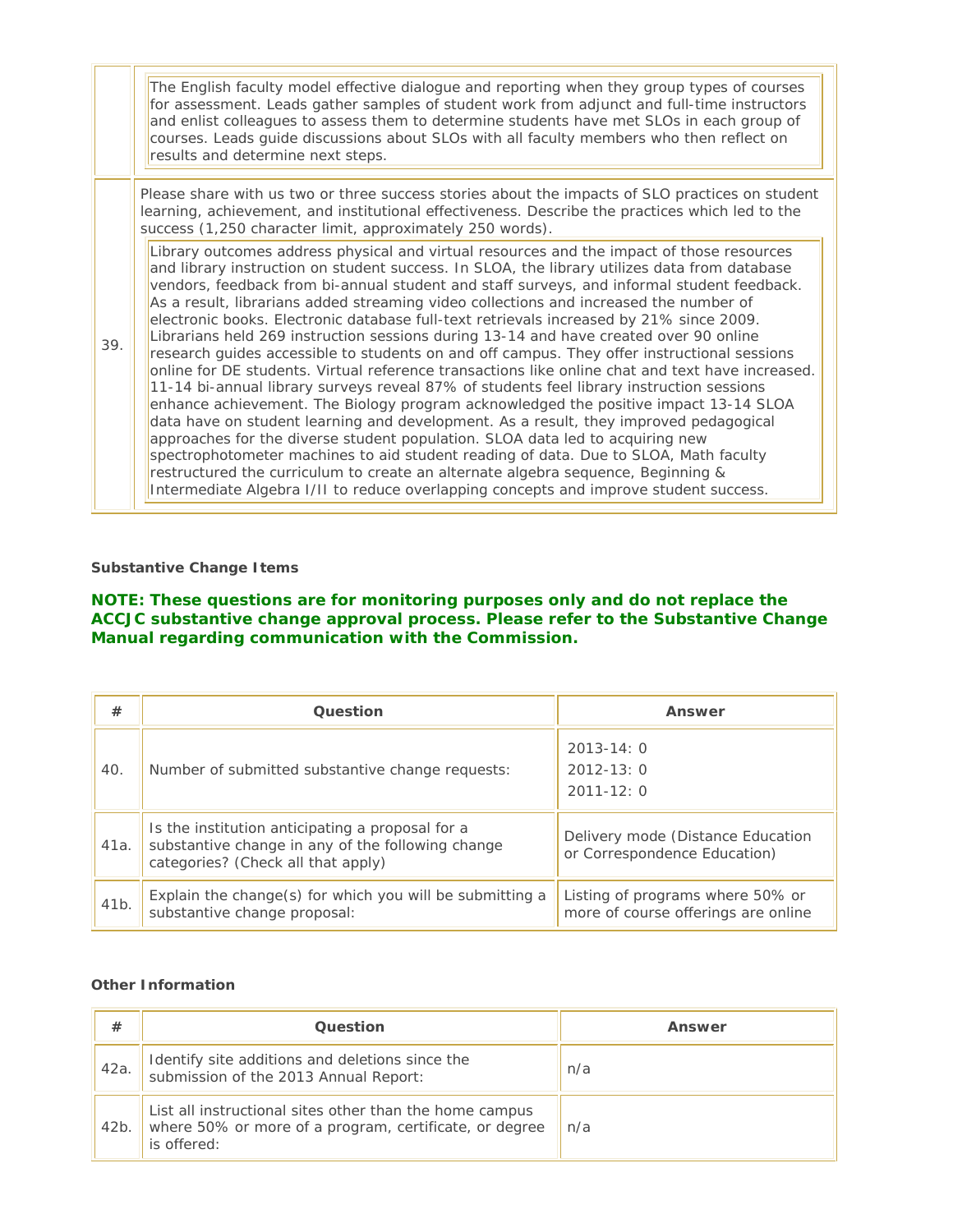| | |
|---|---|
| | The English faculty model effective dialogue and reporting when they group types of courses for assessment. Leads gather samples of student work from adjunct and full-time instructors and enlist colleagues to assess them to determine students have met SLOs in each group of courses. Leads guide discussions about SLOs with all faculty members who then reflect on results and determine next steps. |
| 39. | Please share with us two or three success stories about the impacts of SLO practices on student learning, achievement, and institutional effectiveness. Describe the practices which led to the success (1,250 character limit, approximately 250 words).<br><br>Library outcomes address physical and virtual resources and the impact of those resources and library instruction on student success. In SLOA, the library utilizes data from database vendors, feedback from bi-annual student and staff surveys, and informal student feedback. As a result, librarians added streaming video collections and increased the number of electronic books. Electronic database full-text retrievals increased by 21% since 2009. Librarians held 269 instruction sessions during 13-14 and have created over 90 online research guides accessible to students on and off campus. They offer instructional sessions online for DE students. Virtual reference transactions like online chat and text have increased. 11-14 bi-annual library surveys reveal 87% of students feel library instruction sessions enhance achievement. The Biology program acknowledged the positive impact 13-14 SLOA data have on student learning and development. As a result, they improved pedagogical approaches for the diverse student population. SLOA data led to acquiring new spectrophotometer machines to aid student reading of data. Due to SLOA, Math faculty restructured the curriculum to create an alternate algebra sequence, Beginning & Intermediate Algebra I/II to reduce overlapping concepts and improve student success. |

**Substantive Change Items**

**NOTE: These questions are for monitoring purposes only and do not replace the ACCJC substantive change approval process. Please refer to the Substantive Change Manual regarding communication with the Commission.**

| # | Question | Answer |
|---|---|---|
| 40. | Number of submitted substantive change requests: | 2013-14: 0<br>2012-13: 0<br>2011-12: 0 |
| 41a. | Is the institution anticipating a proposal for a substantive change in any of the following change categories? (Check all that apply) | Delivery mode (Distance Education or Correspondence Education) |
| 41b. | Explain the change(s) for which you will be submitting a substantive change proposal: | Listing of programs where 50% or more of course offerings are online |

**Other Information**

| # | Question | Answer |
|---|---|---|
| 42a. | Identify site additions and deletions since the submission of the 2013 Annual Report: | n/a |
| 42b. | List all instructional sites other than the home campus where 50% or more of a program, certificate, or degree is offered: | n/a |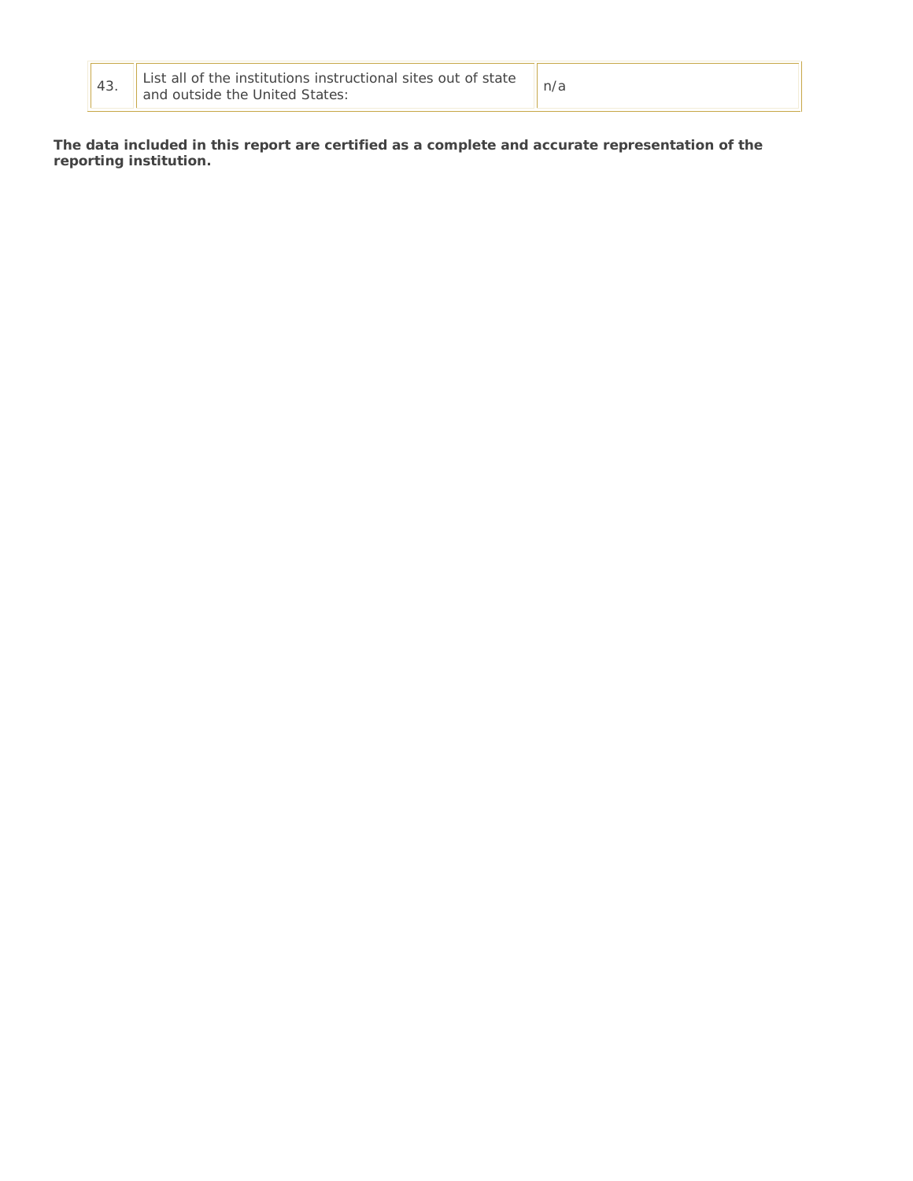| | | |
|---|---|---|
| 43. | List all of the institutions instructional sites out of state and outside the United States: | n/a |

**The data included in this report are certified as a complete and accurate representation of the reporting institution.**